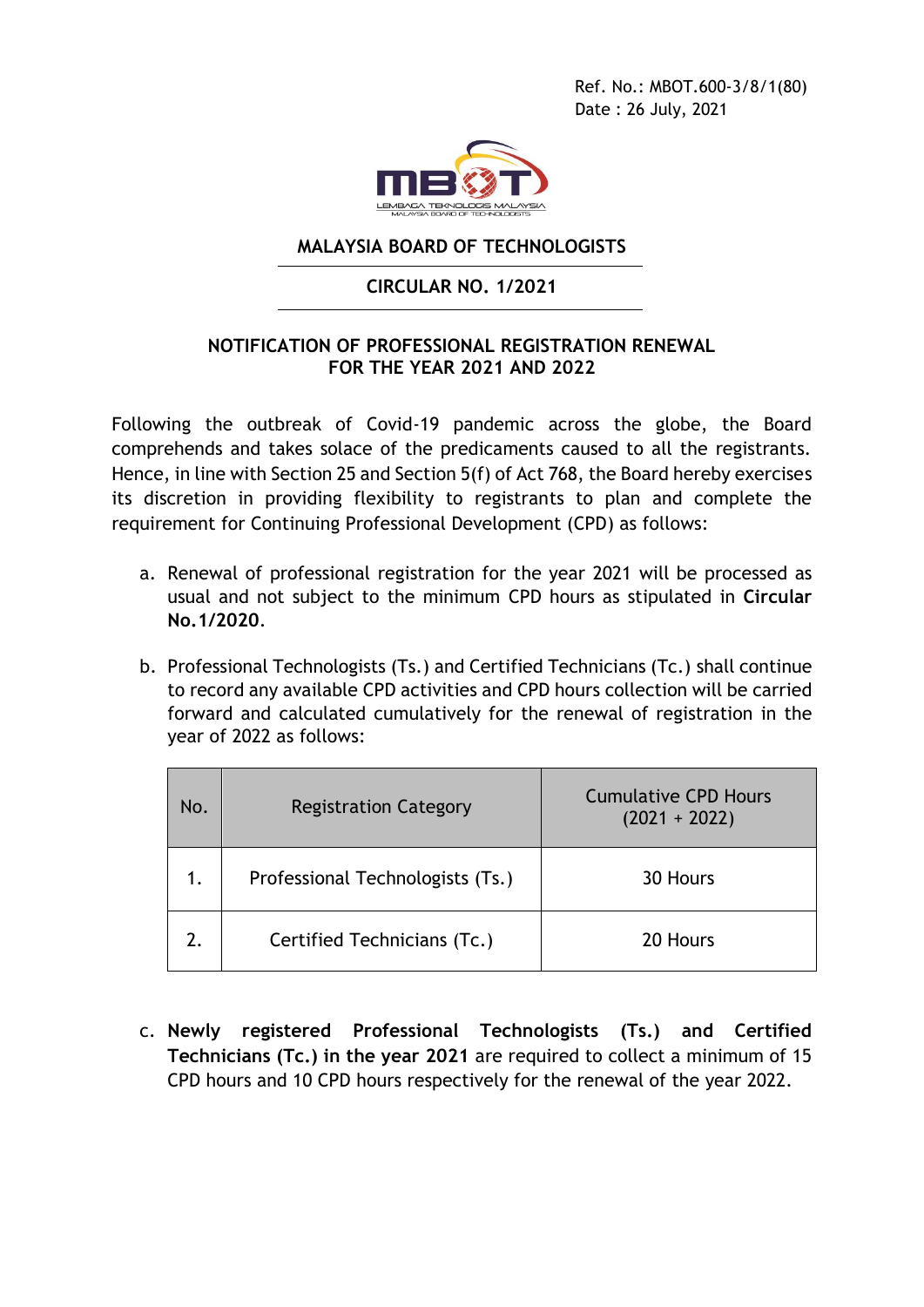Ref. No.: MBOT.600-3/8/1(80)
Date : 26 July, 2021

# MALAYSIA BOARD OF TECHNOLOGISTS

## CIRCULAR NO. 1/2021

## NOTIFICATION OF PROFESSIONAL REGISTRATION RENEWAL FOR THE YEAR 2021 AND 2022

Following the outbreak of Covid-19 pandemic across the globe, the Board comprehends and takes solace of the predicaments caused to all the registrants. Hence, in line with Section 25 and Section 5(f) of Act 768, the Board hereby exercises its discretion in providing flexibility to registrants to plan and complete the requirement for Continuing Professional Development (CPD) as follows:

a. Renewal of professional registration for the year 2021 will be processed as usual and not subject to the minimum CPD hours as stipulated in **Circular No.1/2020**.

b. Professional Technologists (Ts.) and Certified Technicians (Tc.) shall continue to record any available CPD activities and CPD hours collection will be carried forward and calculated cumulatively for the renewal of registration in the year of 2022 as follows:

| No. | Registration Category | Cumulative CPD Hours (2021 + 2022) |
|---|---|---|
| 1. | Professional Technologists (Ts.) | 30 Hours |
| 2. | Certified Technicians (Tc.) | 20 Hours |

c. **Newly registered Professional Technologists (Ts.) and Certified Technicians (Tc.) in the year 2021** are required to collect a minimum of 15 CPD hours and 10 CPD hours respectively for the renewal of the year 2022.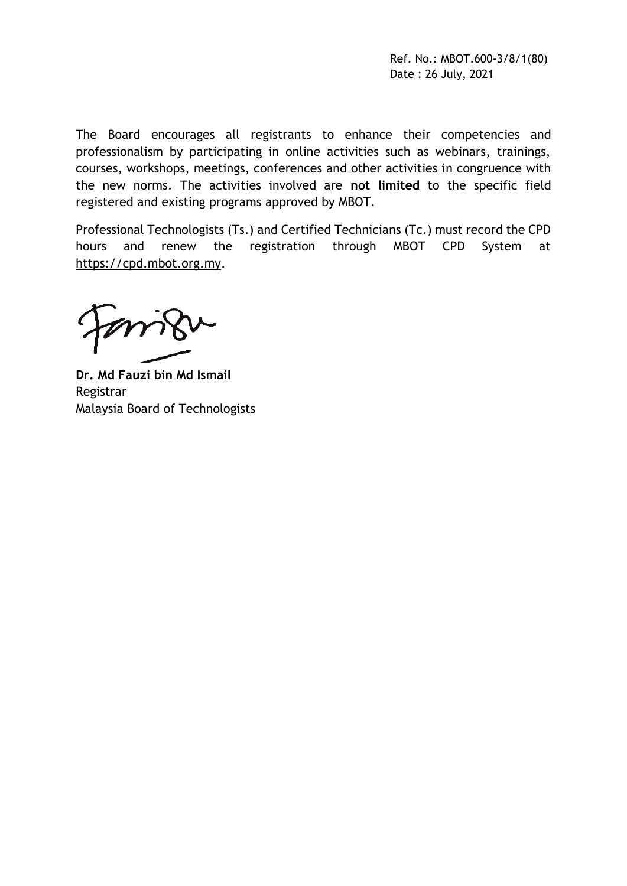Ref. No.: MBOT.600-3/8/1(80)
Date : 26 July, 2021

The Board encourages all registrants to enhance their competencies and professionalism by participating in online activities such as webinars, trainings, courses, workshops, meetings, conferences and other activities in congruence with the new norms. The activities involved are **not limited** to the specific field registered and existing programs approved by MBOT.

Professional Technologists (Ts.) and Certified Technicians (Tc.) must record the CPD hours and renew the registration through MBOT CPD System at https://cpd.mbot.org.my.

**Dr. Md Fauzi bin Md Ismail**
Registrar
Malaysia Board of Technologists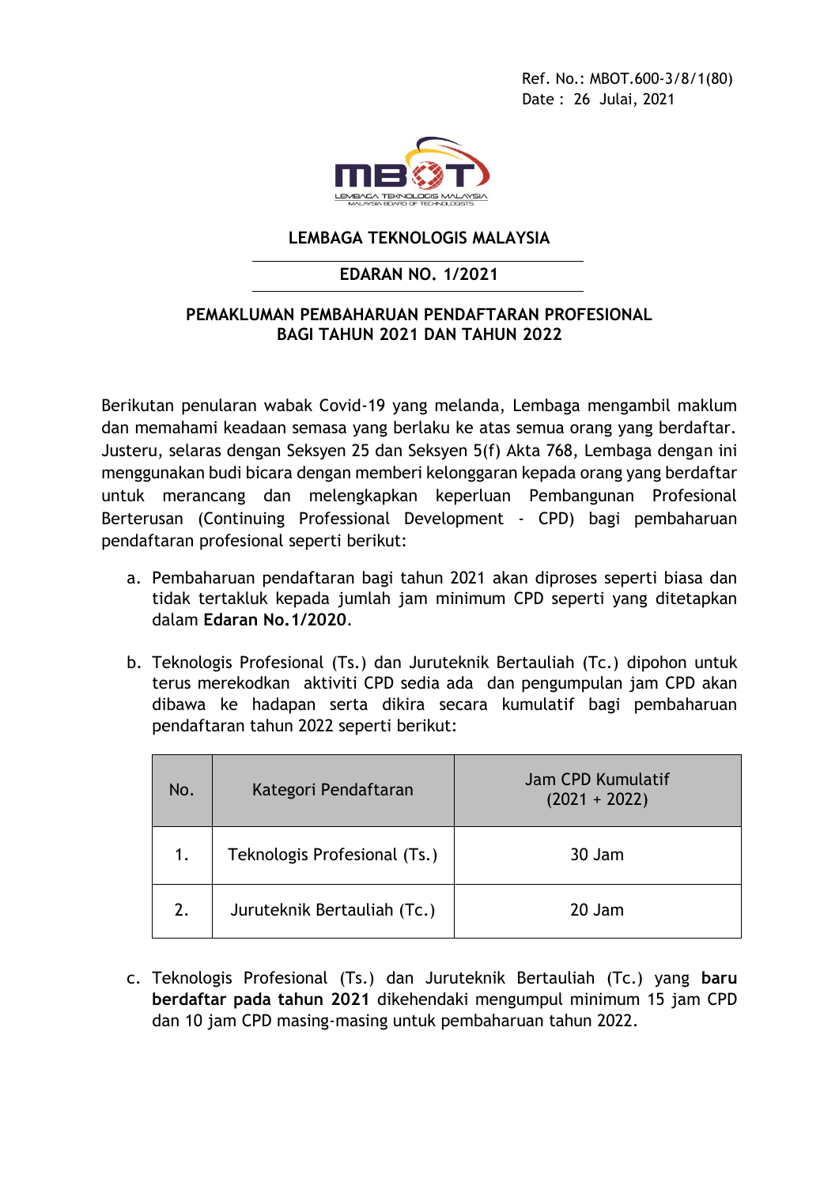Ref. No.: MBOT.600-3/8/1(80)
Date : 26 Julai, 2021

**LEMBAGA TEKNOLOGIS MALAYSIA**

**EDARAN NO. 1/2021**

**PEMAKLUMAN PEMBAHARUAN PENDAFTARAN PROFESIONAL BAGI TAHUN 2021 DAN TAHUN 2022**

Berikutan penularan wabak Covid-19 yang melanda, Lembaga mengambil maklum dan memahami keadaan semasa yang berlaku ke atas semua orang yang berdaftar. Justeru, selaras dengan Seksyen 25 dan Seksyen 5(f) Akta 768, Lembaga dengan ini menggunakan budi bicara dengan memberi kelonggaran kepada orang yang berdaftar untuk merancang dan melengkapkan keperluan Pembangunan Profesional Berterusan (Continuing Professional Development - CPD) bagi pembaharuan pendaftaran profesional seperti berikut:

a. Pembaharuan pendaftaran bagi tahun 2021 akan diproses seperti biasa dan tidak tertakluk kepada jumlah jam minimum CPD seperti yang ditetapkan dalam **Edaran No.1/2020**.

b. Teknologis Profesional (Ts.) dan Juruteknik Bertauliah (Tc.) dipohon untuk terus merekodkan aktiviti CPD sedia ada dan pengumpulan jam CPD akan dibawa ke hadapan serta dikira secara kumulatif bagi pembaharuan pendaftaran tahun 2022 seperti berikut:

| No. | Kategori Pendaftaran | Jam CPD Kumulatif (2021 + 2022) |
|---|---|---|
| 1. | Teknologis Profesional (Ts.) | 30 Jam |
| 2. | Juruteknik Bertauliah (Tc.) | 20 Jam |

c. Teknologis Profesional (Ts.) dan Juruteknik Bertauliah (Tc.) yang **baru berdaftar pada tahun 2021** dikehendaki mengumpul minimum 15 jam CPD dan 10 jam CPD masing-masing untuk pembaharuan tahun 2022.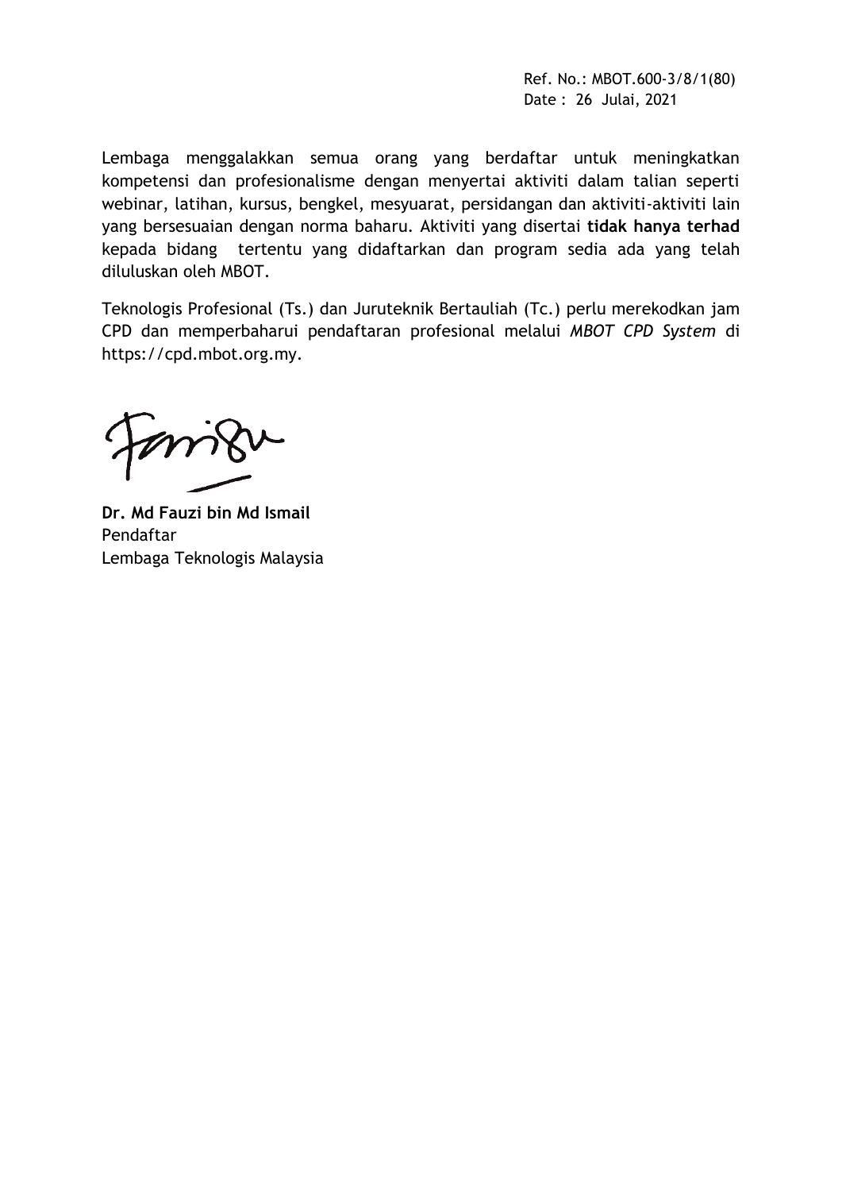Ref. No.: MBOT.600-3/8/1(80)
Date : 26 Julai, 2021

Lembaga menggalakkan semua orang yang berdaftar untuk meningkatkan kompetensi dan profesionalisme dengan menyertai aktiviti dalam talian seperti webinar, latihan, kursus, bengkel, mesyuarat, persidangan dan aktiviti-aktiviti lain yang bersesuaian dengan norma baharu. Aktiviti yang disertai **tidak hanya terhad** kepada bidang tertentu yang didaftarkan dan program sedia ada yang telah diluluskan oleh MBOT.

Teknologis Profesional (Ts.) dan Juruteknik Bertauliah (Tc.) perlu merekodkan jam CPD dan memperbaharui pendaftaran profesional melalui *MBOT CPD System* di https://cpd.mbot.org.my.

**Dr. Md Fauzi bin Md Ismail**
Pendaftar
Lembaga Teknologis Malaysia